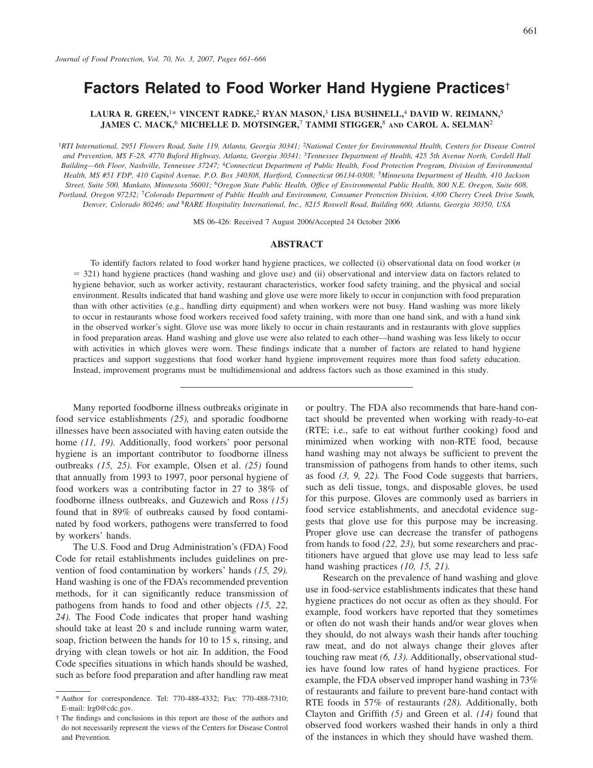# Factors Related to Food Worker Hand Hygiene Practices†

**LAURA R. GREEN,[1]* VINCENT RADKE,[2] RYAN MASON,[3] LISA BUSHNELL,[4] DAVID W. REIMANN,[5] JAMES C. MACK,[6] MICHELLE D. MOTSINGER,[7] TAMMI STIGGER,[8] AND CAROL A. SELMAN[2]**

[1]*RTI International, 2951 Flowers Road, Suite 119, Atlanta, Georgia 30341;* [2]*National Center for Environmental Health, Centers for Disease Control and Prevention, MS F-28, 4770 Buford Highway, Atlanta, Georgia 30341;* [3]*Tennessee Department of Health, 425 5th Avenue North, Cordell Hull Building—6th Floor, Nashville, Tennessee 37247;* [4]*Connecticut Department of Public Health, Food Protection Program, Division of Environmental Health, MS #51 FDP, 410 Capitol Avenue, P.O. Box 340308, Hartford, Connecticut 06134-0308;* [5]*Minnesota Department of Health, 410 Jackson Street, Suite 500, Mankato, Minnesota 56001;* [6]*Oregon State Public Health, Office of Environmental Public Health, 800 N.E. Oregon, Suite 608, Portland, Oregon 97232;* [7]*Colorado Department of Public Health and Environment, Consumer Protection Division, 4300 Cherry Creek Drive South, Denver, Colorado 80246; and* [8]*RARE Hospitality International, Inc., 8215 Roswell Road, Building 600, Atlanta, Georgia 30350, USA*

MS 06-426: Received 7 August 2006/Accepted 24 October 2006

## ABSTRACT

To identify factors related to food worker hand hygiene practices, we collected (i) observational data on food worker ($n = 321$) hand hygiene practices (hand washing and glove use) and (ii) observational and interview data on factors related to hygiene behavior, such as worker activity, restaurant characteristics, worker food safety training, and the physical and social environment. Results indicated that hand washing and glove use were more likely to occur in conjunction with food preparation than with other activities (e.g., handling dirty equipment) and when workers were not busy. Hand washing was more likely to occur in restaurants whose food workers received food safety training, with more than one hand sink, and with a hand sink in the observed worker's sight. Glove use was more likely to occur in chain restaurants and in restaurants with glove supplies in food preparation areas. Hand washing and glove use were also related to each other—hand washing was less likely to occur with activities in which gloves were worn. These findings indicate that a number of factors are related to hand hygiene practices and support suggestions that food worker hand hygiene improvement requires more than food safety education. Instead, improvement programs must be multidimensional and address factors such as those examined in this study.

---

Many reported foodborne illness outbreaks originate in food service establishments *(25),* and sporadic foodborne illnesses have been associated with having eaten outside the home *(11, 19).* Additionally, food workers' poor personal hygiene is an important contributor to foodborne illness outbreaks *(15, 25).* For example, Olsen et al. *(25)* found that annually from 1993 to 1997, poor personal hygiene of food workers was a contributing factor in 27 to 38% of foodborne illness outbreaks, and Guzewich and Ross *(15)* found that in 89% of outbreaks caused by food contaminated by food workers, pathogens were transferred to food by workers' hands.

The U.S. Food and Drug Administration's (FDA) Food Code for retail establishments includes guidelines on prevention of food contamination by workers' hands *(15, 29).* Hand washing is one of the FDA's recommended prevention methods, for it can significantly reduce transmission of pathogens from hands to food and other objects *(15, 22, 24).* The Food Code indicates that proper hand washing should take at least 20 s and include running warm water, soap, friction between the hands for 10 to 15 s, rinsing, and drying with clean towels or hot air. In addition, the Food Code specifies situations in which hands should be washed, such as before food preparation and after handling raw meat or poultry. The FDA also recommends that bare-hand contact should be prevented when working with ready-to-eat (RTE; i.e., safe to eat without further cooking) food and minimized when working with non-RTE food, because hand washing may not always be sufficient to prevent the transmission of pathogens from hands to other items, such as food *(3, 9, 22).* The Food Code suggests that barriers, such as deli tissue, tongs, and disposable gloves, be used for this purpose. Gloves are commonly used as barriers in food service establishments, and anecdotal evidence suggests that glove use for this purpose may be increasing. Proper glove use can decrease the transfer of pathogens from hands to food *(22, 23),* but some researchers and practitioners have argued that glove use may lead to less safe hand washing practices *(10, 15, 21).*

Research on the prevalence of hand washing and glove use in food-service establishments indicates that these hand hygiene practices do not occur as often as they should. For example, food workers have reported that they sometimes or often do not wash their hands and/or wear gloves when they should, do not always wash their hands after touching raw meat, and do not always change their gloves after touching raw meat *(6, 13).* Additionally, observational studies have found low rates of hand hygiene practices. For example, the FDA observed improper hand washing in 73% of restaurants and failure to prevent bare-hand contact with RTE foods in 57% of restaurants *(28).* Additionally, both Clayton and Griffith *(5)* and Green et al. *(14)* found that observed food workers washed their hands in only a third of the instances in which they should have washed them.

---

\* Author for correspondence. Tel: 770-488-4332; Fax: 770-488-7310; E-mail: lrg0@cdc.gov.

† The findings and conclusions in this report are those of the authors and do not necessarily represent the views of the Centers for Disease Control and Prevention.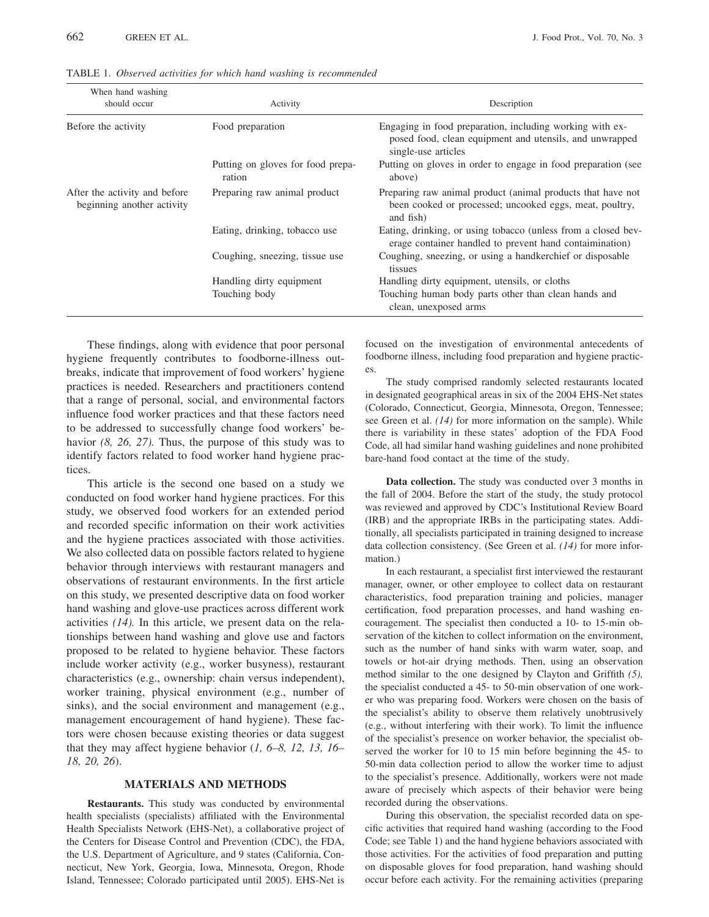TABLE 1. *Observed activities for which hand washing is recommended*

| When hand washing should occur | Activity | Description |
| --- | --- | --- |
| Before the activity | Food preparation | Engaging in food preparation, including working with exposed food, clean equipment and utensils, and unwrapped single-use articles |
| | Putting on gloves for food preparation | Putting on gloves in order to engage in food preparation (see above) |
| After the activity and before beginning another activity | Preparing raw animal product | Preparing raw animal product (animal products that have not been cooked or processed; uncooked eggs, meat, poultry, and fish) |
| | Eating, drinking, tobacco use | Eating, drinking, or using tobacco (unless from a closed beverage container handled to prevent hand contaimination) |
| | Coughing, sneezing, tissue use | Coughing, sneezing, or using a handkerchief or disposable tissues |
| | Handling dirty equipment | Handling dirty equipment, utensils, or cloths |
| | Touching body | Touching human body parts other than clean hands and clean, unexposed arms |

These findings, along with evidence that poor personal hygiene frequently contributes to foodborne-illness outbreaks, indicate that improvement of food workers' hygiene practices is needed. Researchers and practitioners contend that a range of personal, social, and environmental factors influence food worker practices and that these factors need to be addressed to successfully change food workers' behavior *(8, 26, 27).* Thus, the purpose of this study was to identify factors related to food worker hand hygiene practices.

This article is the second one based on a study we conducted on food worker hand hygiene practices. For this study, we observed food workers for an extended period and recorded specific information on their work activities and the hygiene practices associated with those activities. We also collected data on possible factors related to hygiene behavior through interviews with restaurant managers and observations of restaurant environments. In the first article on this study, we presented descriptive data on food worker hand washing and glove-use practices across different work activities *(14).* In this article, we present data on the relationships between hand washing and glove use and factors proposed to be related to hygiene behavior. These factors include worker activity (e.g., worker busyness), restaurant characteristics (e.g., ownership: chain versus independent), worker training, physical environment (e.g., number of sinks), and the social environment and management (e.g., management encouragement of hand hygiene). These factors were chosen because existing theories or data suggest that they may affect hygiene behavior (*1, 6–8, 12, 13, 16–18, 20, 26*).

## MATERIALS AND METHODS

**Restaurants.** This study was conducted by environmental health specialists (specialists) affiliated with the Environmental Health Specialists Network (EHS-Net), a collaborative project of the Centers for Disease Control and Prevention (CDC), the FDA, the U.S. Department of Agriculture, and 9 states (California, Connecticut, New York, Georgia, Iowa, Minnesota, Oregon, Rhode Island, Tennessee; Colorado participated until 2005). EHS-Net is focused on the investigation of environmental antecedents of foodborne illness, including food preparation and hygiene practices.

The study comprised randomly selected restaurants located in designated geographical areas in six of the 2004 EHS-Net states (Colorado, Connecticut, Georgia, Minnesota, Oregon, Tennessee; see Green et al. *(14)* for more information on the sample). While there is variability in these states' adoption of the FDA Food Code, all had similar hand washing guidelines and none prohibited bare-hand food contact at the time of the study.

**Data collection.** The study was conducted over 3 months in the fall of 2004. Before the start of the study, the study protocol was reviewed and approved by CDC's Institutional Review Board (IRB) and the appropriate IRBs in the participating states. Additionally, all specialists participated in training designed to increase data collection consistency. (See Green et al. *(14)* for more information.)

In each restaurant, a specialist first interviewed the restaurant manager, owner, or other employee to collect data on restaurant characteristics, food preparation training and policies, manager certification, food preparation processes, and hand washing encouragement. The specialist then conducted a 10- to 15-min observation of the kitchen to collect information on the environment, such as the number of hand sinks with warm water, soap, and towels or hot-air drying methods. Then, using an observation method similar to the one designed by Clayton and Griffith *(5),* the specialist conducted a 45- to 50-min observation of one worker who was preparing food. Workers were chosen on the basis of the specialist's ability to observe them relatively unobtrusively (e.g., without interfering with their work). To limit the influence of the specialist's presence on worker behavior, the specialist observed the worker for 10 to 15 min before beginning the 45- to 50-min data collection period to allow the worker time to adjust to the specialist's presence. Additionally, workers were not made aware of precisely which aspects of their behavior were being recorded during the observations.

During this observation, the specialist recorded data on specific activities that required hand washing (according to the Food Code; see Table 1) and the hand hygiene behaviors associated with those activities. For the activities of food preparation and putting on disposable gloves for food preparation, hand washing should occur before each activity. For the remaining activities (preparing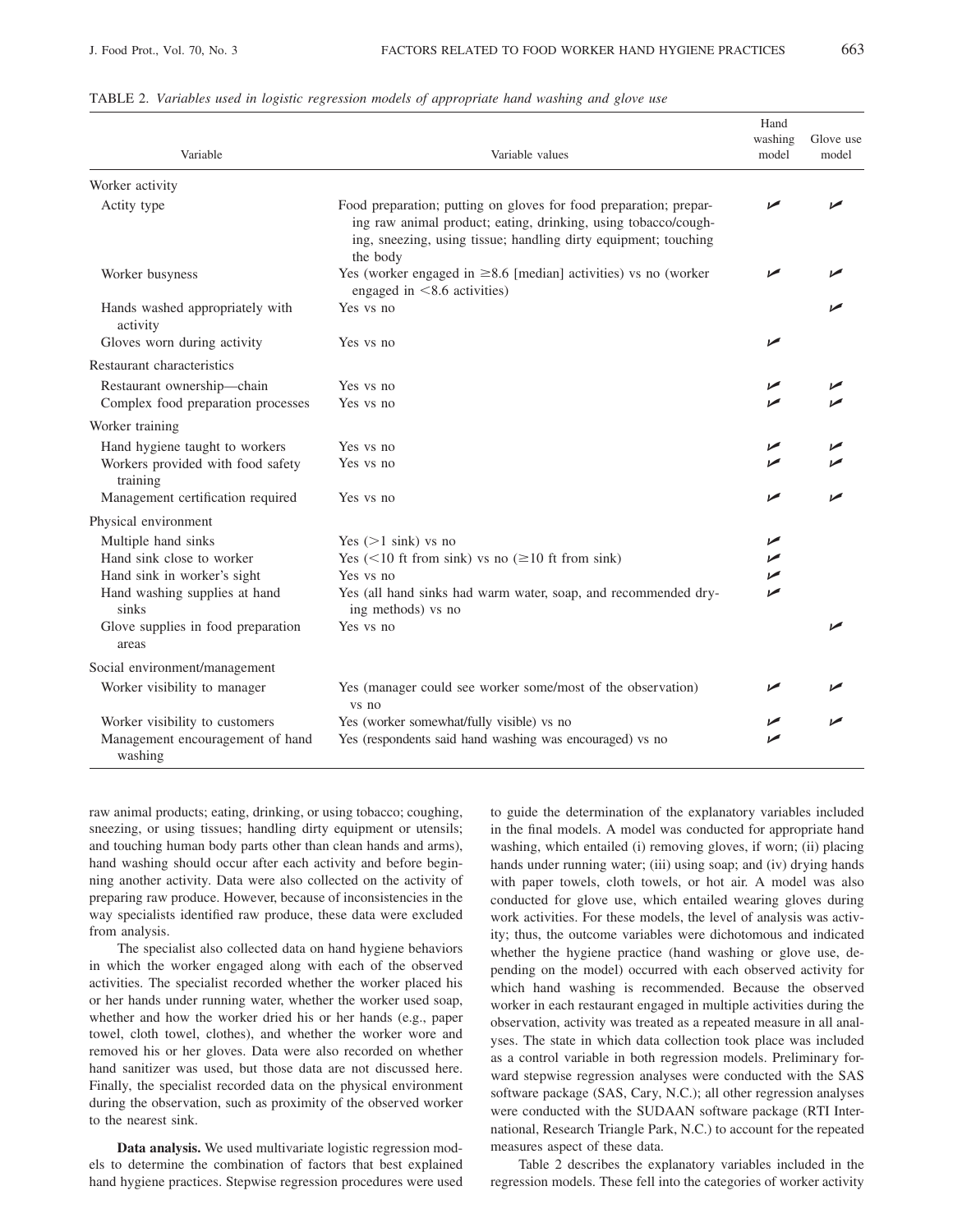TABLE 2. *Variables used in logistic regression models of appropriate hand washing and glove use*

| Variable | Variable values | Hand washing model | Glove use model |
|---|---|---|---|
| Worker activity | | | |
| Actity type | Food preparation; putting on gloves for food preparation; preparing raw animal product; eating, drinking, using tobacco/coughing, sneezing, using tissue; handling dirty equipment; touching the body | ✓ | ✓ |
| Worker busyness | Yes (worker engaged in ≥8.6 [median] activities) vs no (worker engaged in <8.6 activities) | ✓ | ✓ |
| Hands washed appropriately with activity | Yes vs no | | ✓ |
| Gloves worn during activity | Yes vs no | ✓ | |
| Restaurant characteristics | | | |
| Restaurant ownership—chain | Yes vs no | ✓ | ✓ |
| Complex food preparation processes | Yes vs no | ✓ | ✓ |
| Worker training | | | |
| Hand hygiene taught to workers | Yes vs no | ✓ | ✓ |
| Workers provided with food safety training | Yes vs no | ✓ | ✓ |
| Management certification required | Yes vs no | ✓ | ✓ |
| Physical environment | | | |
| Multiple hand sinks | Yes (>1 sink) vs no | ✓ | |
| Hand sink close to worker | Yes (<10 ft from sink) vs no (≥10 ft from sink) | ✓ | |
| Hand sink in worker's sight | Yes vs no | ✓ | |
| Hand washing supplies at hand sinks | Yes (all hand sinks had warm water, soap, and recommended drying methods) vs no | ✓ | |
| Glove supplies in food preparation areas | Yes vs no | | ✓ |
| Social environment/management | | | |
| Worker visibility to manager | Yes (manager could see worker some/most of the observation) vs no | ✓ | ✓ |
| Worker visibility to customers | Yes (worker somewhat/fully visible) vs no | ✓ | ✓ |
| Management encouragement of hand washing | Yes (respondents said hand washing was encouraged) vs no | ✓ | |

raw animal products; eating, drinking, or using tobacco; coughing, sneezing, or using tissues; handling dirty equipment or utensils; and touching human body parts other than clean hands and arms), hand washing should occur after each activity and before beginning another activity. Data were also collected on the activity of preparing raw produce. However, because of inconsistencies in the way specialists identified raw produce, these data were excluded from analysis.

The specialist also collected data on hand hygiene behaviors in which the worker engaged along with each of the observed activities. The specialist recorded whether the worker placed his or her hands under running water, whether the worker used soap, whether and how the worker dried his or her hands (e.g., paper towel, cloth towel, clothes), and whether the worker wore and removed his or her gloves. Data were also recorded on whether hand sanitizer was used, but those data are not discussed here. Finally, the specialist recorded data on the physical environment during the observation, such as proximity of the observed worker to the nearest sink.

**Data analysis.** We used multivariate logistic regression models to determine the combination of factors that best explained hand hygiene practices. Stepwise regression procedures were used to guide the determination of the explanatory variables included in the final models. A model was conducted for appropriate hand washing, which entailed (i) removing gloves, if worn; (ii) placing hands under running water; (iii) using soap; and (iv) drying hands with paper towels, cloth towels, or hot air. A model was also conducted for glove use, which entailed wearing gloves during work activities. For these models, the level of analysis was activity; thus, the outcome variables were dichotomous and indicated whether the hygiene practice (hand washing or glove use, depending on the model) occurred with each observed activity for which hand washing is recommended. Because the observed worker in each restaurant engaged in multiple activities during the observation, activity was treated as a repeated measure in all analyses. The state in which data collection took place was included as a control variable in both regression models. Preliminary forward stepwise regression analyses were conducted with the SAS software package (SAS, Cary, N.C.); all other regression analyses were conducted with the SUDAAN software package (RTI International, Research Triangle Park, N.C.) to account for the repeated measures aspect of these data.

Table 2 describes the explanatory variables included in the regression models. These fell into the categories of worker activity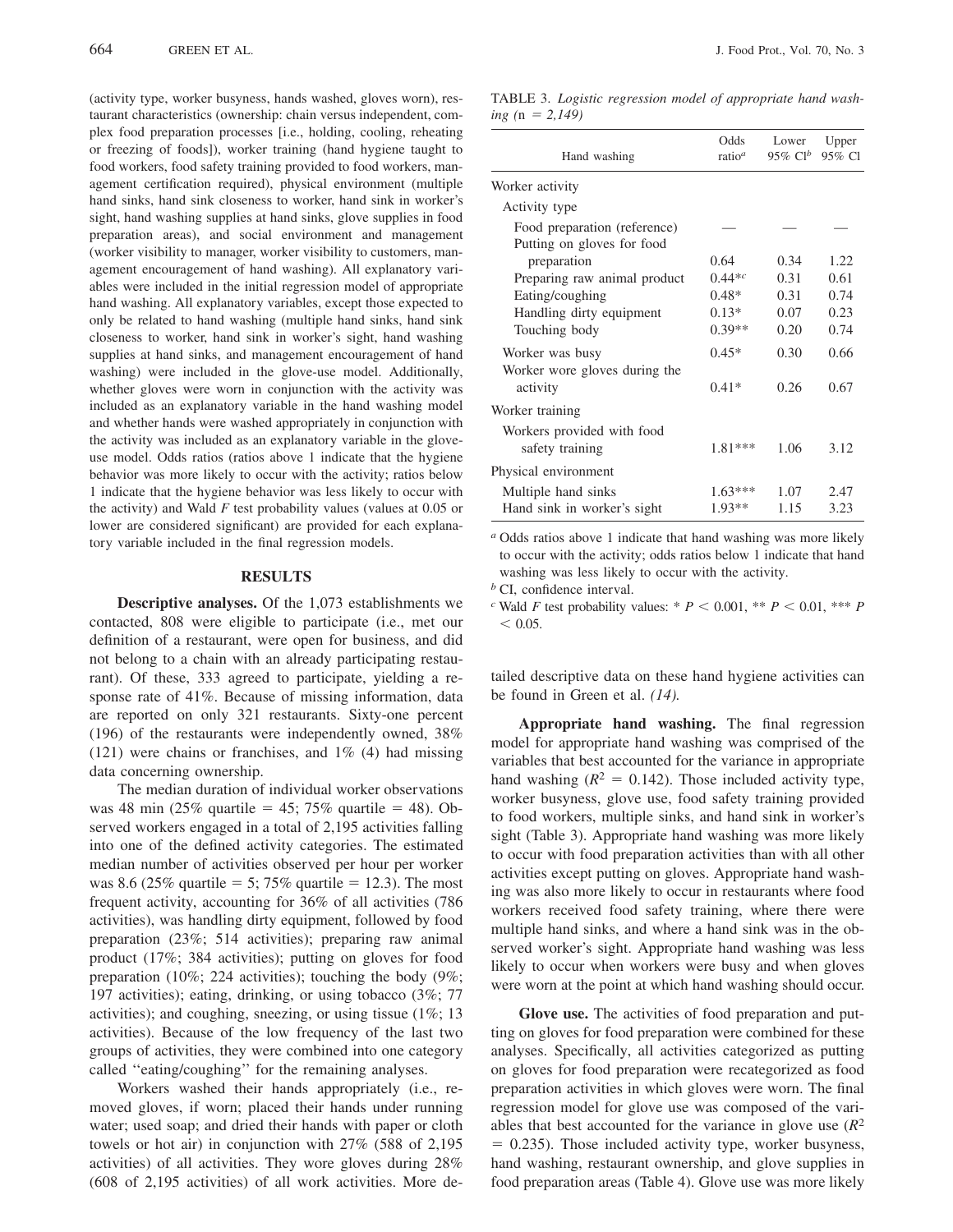(activity type, worker busyness, hands washed, gloves worn), restaurant characteristics (ownership: chain versus independent, complex food preparation processes [i.e., holding, cooling, reheating or freezing of foods]), worker training (hand hygiene taught to food workers, food safety training provided to food workers, management certification required), physical environment (multiple hand sinks, hand sink closeness to worker, hand sink in worker's sight, hand washing supplies at hand sinks, glove supplies in food preparation areas), and social environment and management (worker visibility to manager, worker visibility to customers, management encouragement of hand washing). All explanatory variables were included in the initial regression model of appropriate hand washing. All explanatory variables, except those expected to only be related to hand washing (multiple hand sinks, hand sink closeness to worker, hand sink in worker's sight, hand washing supplies at hand sinks, and management encouragement of hand washing) were included in the glove-use model. Additionally, whether gloves were worn in conjunction with the activity was included as an explanatory variable in the hand washing model and whether hands were washed appropriately in conjunction with the activity was included as an explanatory variable in the glove-use model. Odds ratios (ratios above 1 indicate that the hygiene behavior was more likely to occur with the activity; ratios below 1 indicate that the hygiene behavior was less likely to occur with the activity) and Wald $F$ test probability values (values at 0.05 or lower are considered significant) are provided for each explanatory variable included in the final regression models.

## RESULTS

**Descriptive analyses.** Of the 1,073 establishments we contacted, 808 were eligible to participate (i.e., met our definition of a restaurant, were open for business, and did not belong to a chain with an already participating restaurant). Of these, 333 agreed to participate, yielding a response rate of 41%. Because of missing information, data are reported on only 321 restaurants. Sixty-one percent (196) of the restaurants were independently owned, 38% (121) were chains or franchises, and 1% (4) had missing data concerning ownership.

The median duration of individual worker observations was 48 min (25% quartile = 45; 75% quartile = 48). Observed workers engaged in a total of 2,195 activities falling into one of the defined activity categories. The estimated median number of activities observed per hour per worker was 8.6 (25% quartile = 5; 75% quartile = 12.3). The most frequent activity, accounting for 36% of all activities (786 activities), was handling dirty equipment, followed by food preparation (23%; 514 activities); preparing raw animal product (17%; 384 activities); putting on gloves for food preparation (10%; 224 activities); touching the body (9%; 197 activities); eating, drinking, or using tobacco (3%; 77 activities); and coughing, sneezing, or using tissue (1%; 13 activities). Because of the low frequency of the last two groups of activities, they were combined into one category called "eating/coughing" for the remaining analyses.

Workers washed their hands appropriately (i.e., removed gloves, if worn; placed their hands under running water; used soap; and dried their hands with paper or cloth towels or hot air) in conjunction with 27% (588 of 2,195 activities) of all activities. They wore gloves during 28% (608 of 2,195 activities) of all work activities. More detailed descriptive data on these hand hygiene activities can be found in Green et al. *(14)*.

TABLE 3. *Logistic regression model of appropriate hand washing* (n = 2,149)

| Hand washing | Odds ratio[a] | Lower 95% CI[b] | Upper 95% CI |
|---|---|---|---|
| Worker activity | | | |
| Activity type | | | |
| Food preparation (reference) | — | — | — |
| Putting on gloves for food preparation | 0.64 | 0.34 | 1.22 |
| Preparing raw animal product | 0.44*[c] | 0.31 | 0.61 |
| Eating/coughing | 0.48* | 0.31 | 0.74 |
| Handling dirty equipment | 0.13* | 0.07 | 0.23 |
| Touching body | 0.39** | 0.20 | 0.74 |
| Worker was busy | 0.45* | 0.30 | 0.66 |
| Worker wore gloves during the activity | 0.41* | 0.26 | 0.67 |
| Worker training | | | |
| Workers provided with food safety training | 1.81*** | 1.06 | 3.12 |
| Physical environment | | | |
| Multiple hand sinks | 1.63*** | 1.07 | 2.47 |
| Hand sink in worker's sight | 1.93** | 1.15 | 3.23 |

[a] Odds ratios above 1 indicate that hand washing was more likely to occur with the activity; odds ratios below 1 indicate that hand washing was less likely to occur with the activity.

[b] CI, confidence interval.

[c] Wald $F$ test probability values: * $P < 0.001$, ** $P < 0.01$, *** $P < 0.05$.

**Appropriate hand washing.** The final regression model for appropriate hand washing was comprised of the variables that best accounted for the variance in appropriate hand washing ($R^2 = 0.142$). Those included activity type, worker busyness, glove use, food safety training provided to food workers, multiple sinks, and hand sink in worker's sight (Table 3). Appropriate hand washing was more likely to occur with food preparation activities than with all other activities except putting on gloves. Appropriate hand washing was also more likely to occur in restaurants where food workers received food safety training, where there were multiple hand sinks, and where a hand sink was in the observed worker's sight. Appropriate hand washing was less likely to occur when workers were busy and when gloves were worn at the point at which hand washing should occur.

**Glove use.** The activities of food preparation and putting on gloves for food preparation were combined for these analyses. Specifically, all activities categorized as putting on gloves for food preparation were recategorized as food preparation activities in which gloves were worn. The final regression model for glove use was composed of the variables that best accounted for the variance in glove use ($R^2 = 0.235$). Those included activity type, worker busyness, hand washing, restaurant ownership, and glove supplies in food preparation areas (Table 4). Glove use was more likely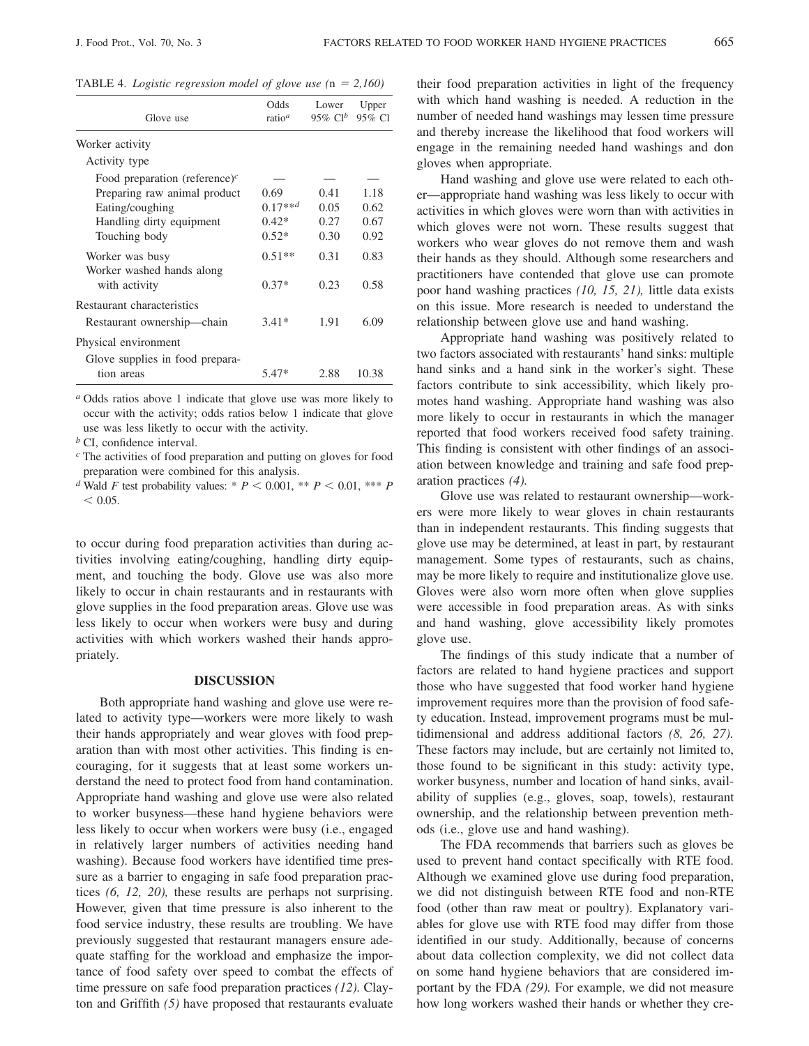TABLE 4. *Logistic regression model of glove use* (n = 2,160)

| Glove use | Odds ratio[a] | Lower 95% CI[b] | Upper 95% CI |
|---|---|---|---|
| Worker activity | | | |
| Activity type | | | |
| Food preparation (reference)[c] | — | — | — |
| Preparing raw animal product | 0.69 | 0.41 | 1.18 |
| Eating/coughing | 0.17**[d] | 0.05 | 0.62 |
| Handling dirty equipment | 0.42* | 0.27 | 0.67 |
| Touching body | 0.52* | 0.30 | 0.92 |
| Worker was busy | 0.51** | 0.31 | 0.83 |
| Worker washed hands along with activity | 0.37* | 0.23 | 0.58 |
| Restaurant characteristics | | | |
| Restaurant ownership—chain | 3.41* | 1.91 | 6.09 |
| Physical environment | | | |
| Glove supplies in food preparation areas | 5.47* | 2.88 | 10.38 |

[a] Odds ratios above 1 indicate that glove use was more likely to occur with the activity; odds ratios below 1 indicate that glove use was less likeltly to occur with the activity.

[b] CI, confidence interval.

[c] The activities of food preparation and putting on gloves for food preparation were combined for this analysis.

[d] Wald $F$ test probability values: * $P < 0.001$, ** $P < 0.01$, *** $P < 0.05$.

to occur during food preparation activities than during activities involving eating/coughing, handling dirty equipment, and touching the body. Glove use was also more likely to occur in chain restaurants and in restaurants with glove supplies in the food preparation areas. Glove use was less likely to occur when workers were busy and during activities with which workers washed their hands appropriately.

## DISCUSSION

Both appropriate hand washing and glove use were related to activity type—workers were more likely to wash their hands appropriately and wear gloves with food preparation than with most other activities. This finding is encouraging, for it suggests that at least some workers understand the need to protect food from hand contamination. Appropriate hand washing and glove use were also related to worker busyness—these hand hygiene behaviors were less likely to occur when workers were busy (i.e., engaged in relatively larger numbers of activities needing hand washing). Because food workers have identified time pressure as a barrier to engaging in safe food preparation practices *(6, 12, 20),* these results are perhaps not surprising. However, given that time pressure is also inherent to the food service industry, these results are troubling. We have previously suggested that restaurant managers ensure adequate staffing for the workload and emphasize the importance of food safety over speed to combat the effects of time pressure on safe food preparation practices *(12).* Clayton and Griffith *(5)* have proposed that restaurants evaluate their food preparation activities in light of the frequency with which hand washing is needed. A reduction in the number of needed hand washings may lessen time pressure and thereby increase the likelihood that food workers will engage in the remaining needed hand washings and don gloves when appropriate.

Hand washing and glove use were related to each other—appropriate hand washing was less likely to occur with activities in which gloves were worn than with activities in which gloves were not worn. These results suggest that workers who wear gloves do not remove them and wash their hands as they should. Although some researchers and practitioners have contended that glove use can promote poor hand washing practices *(10, 15, 21),* little data exists on this issue. More research is needed to understand the relationship between glove use and hand washing.

Appropriate hand washing was positively related to two factors associated with restaurants' hand sinks: multiple hand sinks and a hand sink in the worker's sight. These factors contribute to sink accessibility, which likely promotes hand washing. Appropriate hand washing was also more likely to occur in restaurants in which the manager reported that food workers received food safety training. This finding is consistent with other findings of an association between knowledge and training and safe food preparation practices *(4).*

Glove use was related to restaurant ownership—workers were more likely to wear gloves in chain restaurants than in independent restaurants. This finding suggests that glove use may be determined, at least in part, by restaurant management. Some types of restaurants, such as chains, may be more likely to require and institutionalize glove use. Gloves were also worn more often when glove supplies were accessible in food preparation areas. As with sinks and hand washing, glove accessibility likely promotes glove use.

The findings of this study indicate that a number of factors are related to hand hygiene practices and support those who have suggested that food worker hand hygiene improvement requires more than the provision of food safety education. Instead, improvement programs must be multidimensional and address additional factors *(8, 26, 27).* These factors may include, but are certainly not limited to, those found to be significant in this study: activity type, worker busyness, number and location of hand sinks, availability of supplies (e.g., gloves, soap, towels), restaurant ownership, and the relationship between prevention methods (i.e., glove use and hand washing).

The FDA recommends that barriers such as gloves be used to prevent hand contact specifically with RTE food. Although we examined glove use during food preparation, we did not distinguish between RTE food and non-RTE food (other than raw meat or poultry). Explanatory variables for glove use with RTE food may differ from those identified in our study. Additionally, because of concerns about data collection complexity, we did not collect data on some hand hygiene behaviors that are considered important by the FDA *(29).* For example, we did not measure how long workers washed their hands or whether they cre-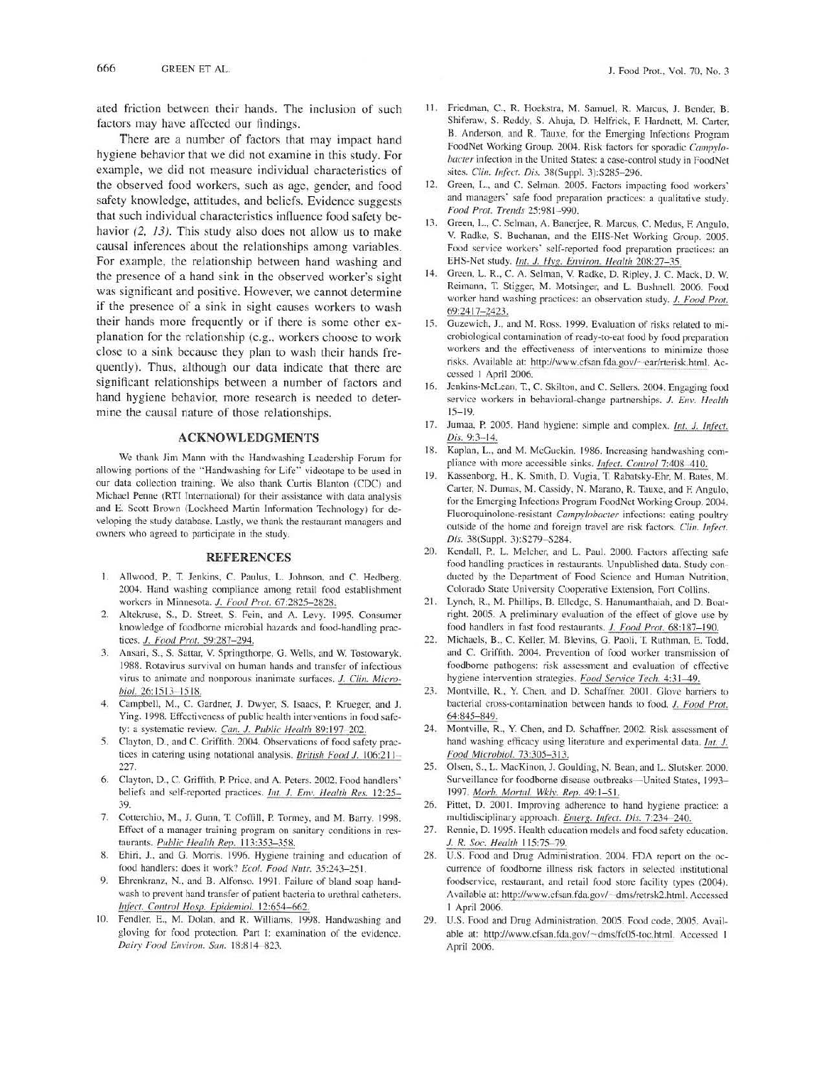ated friction between their hands. The inclusion of such factors may have affected our findings.

There are a number of factors that may impact hand hygiene behavior that we did not examine in this study. For example, we did not measure individual characteristics of the observed food workers, such as age, gender, and food safety knowledge, attitudes, and beliefs. Evidence suggests that such individual characteristics influence food safety behavior *(2, 13)*. This study also does not allow us to make causal inferences about the relationships among variables. For example, the relationship between hand washing and the presence of a hand sink in the observed worker's sight was significant and positive. However, we cannot determine if the presence of a sink in sight causes workers to wash their hands more frequently or if there is some other explanation for the relationship (e.g., workers choose to work close to a sink because they plan to wash their hands frequently). Thus, although our data indicate that there are significant relationships between a number of factors and hand hygiene behavior, more research is needed to determine the causal nature of those relationships.

## ACKNOWLEDGMENTS

We thank Jim Mann with the Handwashing Leadership Forum for allowing portions of the "Handwashing for Life" videotape to be used in our data collection training. We also thank Curtis Blanton (CDC) and Michael Penne (RTI International) for their assistance with data analysis and E. Scott Brown (Lockheed Martin Information Technology) for developing the study database. Lastly, we thank the restaurant managers and owners who agreed to participate in the study.

## REFERENCES

1. Allwood, P., T. Jenkins, C. Paulus, L. Johnson, and C. Hedberg. 2004. Hand washing compliance among retail food establishment workers in Minnesota. *J. Food Prot.* 67:2825–2828.
2. Altekruse, S., D. Street, S. Fein, and A. Levy. 1995. Consumer knowledge of foodborne microbial hazards and food-handling practices. *J. Food Prot.* 59:287–294.
3. Ansari, S., S. Sattar, V. Springthorpe, G. Wells, and W. Tostowaryk. 1988. Rotavirus survival on human hands and transfer of infectious virus to animate and nonporous inanimate surfaces. *J. Clin. Microbiol.* 26:1513–1518.
4. Campbell, M., C. Gardner, J. Dwyer, S. Isaacs, P. Krueger, and J. Ying. 1998. Effectiveness of public health interventions in food safety: a systematic review. *Can. J. Public Health* 89:197–202.
5. Clayton, D., and C. Griffith. 2004. Observations of food safety practices in catering using notational analysis. *British Food J.* 106:211–227.
6. Clayton, D., C. Griffith, P. Price, and A. Peters. 2002. Food handlers' beliefs and self-reported practices. *Int. J. Env. Health Res.* 12:25–39.
7. Cotterchio, M., J. Gunn, T. Coffill, P. Tormey, and M. Barry. 1998. Effect of a manager training program on sanitary conditions in restaurants. *Public Health Rep.* 113:353–358.
8. Ehiri, J., and G. Morris. 1996. Hygiene training and education of food handlers: does it work? *Ecol. Food Nutr.* 35:243–251.
9. Ehrenkranz, N., and B. Alfonso. 1991. Failure of bland soap handwash to prevent hand transfer of patient bacteria to urethral catheters. *Infect. Control Hosp. Epidemiol.* 12:654–662.
10. Fendler, E., M. Dolan, and R. Williams. 1998. Handwashing and gloving for food protection. Part I: examination of the evidence. *Dairy Food Environ. San.* 18:814–823.
11. Friedman, C., R. Hoekstra, M. Samuel, R. Marcus, J. Bender, B. Shiferaw, S. Reddy, S. Ahuja, D. Helfrick, F. Hardnett, M. Carter, B. Anderson, and R. Tauxe, for the Emerging Infections Program FoodNet Working Group. 2004. Risk factors for sporadic *Campylobacter* infection in the United States: a case-control study in FoodNet sites. *Clin. Infect. Dis.* 38(Suppl. 3):S285–296.
12. Green, L., and C. Selman. 2005. Factors impacting food workers' and managers' safe food preparation practices: a qualitative study. *Food Prot. Trends* 25:981–990.
13. Green, L., C. Selman, A. Banerjee, R. Marcus, C. Medus, F. Angulo, V. Radke, S. Buchanan, and the EHS-Net Working Group. 2005. Food service workers' self-reported food preparation practices: an EHS-Net study. *Int. J. Hyg. Environ. Health* 208:27–35.
14. Green, L. R., C. A. Selman, V. Radke, D. Ripley, J. C. Mack, D. W. Reimann, T. Stigger, M. Motsinger, and L. Bushnell. 2006. Food worker hand washing practices: an observation study. *J. Food Prot.* 69:2417–2423.
15. Guzewich, J., and M. Ross. 1999. Evaluation of risks related to microbiological contamination of ready-to-eat food by food preparation workers and the effectiveness of interventions to minimize those risks. Available at: http://www.cfsan.fda.gov/~ear/rterisk.html. Accessed 1 April 2006.
16. Jenkins-McLean, T., C. Skilton, and C. Sellers. 2004. Engaging food service workers in behavioral-change partnerships. *J. Env. Health* 15–19.
17. Jumaa, P. 2005. Hand hygiene: simple and complex. *Int. J. Infect. Dis.* 9:3–14.
18. Kaplan, L., and M. McGuckin. 1986. Increasing handwashing compliance with more accessible sinks. *Infect. Control* 7:408–410.
19. Kassenborg, H., K. Smith, D. Vugia, T. Rabatsky-Ehr, M. Bates, M. Carter, N. Dumas, M. Cassidy, N. Marano, R. Tauxe, and F. Angulo, for the Emerging Infections Program FoodNet Working Group. 2004. Fluoroquinolone-resistant *Campylobacter* infections: eating poultry outside of the home and foreign travel are risk factors. *Clin. Infect. Dis.* 38(Suppl. 3):S279–S284.
20. Kendall, P., L. Melcher, and L. Paul. 2000. Factors affecting safe food handling practices in restaurants. Unpublished data. Study conducted by the Department of Food Science and Human Nutrition, Colorado State University Cooperative Extension, Fort Collins.
21. Lynch, R., M. Phillips, B. Elledge, S. Hanumanthaiah, and D. Boatright. 2005. A preliminary evaluation of the effect of glove use by food handlers in fast food restaurants. *J. Food Prot.* 68:187–190.
22. Michaels, B., C. Keller, M. Blevins, G. Paoli, T. Ruthman, E. Todd, and C. Griffith. 2004. Prevention of food worker transmission of foodborne pathogens: risk assessment and evaluation of effective hygiene intervention strategies. *Food Service Tech.* 4:31–49.
23. Montville, R., Y. Chen, and D. Schaffner. 2001. Glove barriers to bacterial cross-contamination between hands to food. *J. Food Prot.* 64:845–849.
24. Montville, R., Y. Chen, and D. Schaffner. 2002. Risk assessment of hand washing efficacy using literature and experimental data. *Int. J. Food Microbiol.* 73:305–313.
25. Olsen, S., L. MacKinon, J. Goulding, N. Bean, and L. Slutsker. 2000. Surveillance for foodborne disease outbreaks—United States, 1993–1997. *Morb. Mortal. Wkly. Rep.* 49:1–51.
26. Pittet, D. 2001. Improving adherence to hand hygiene practice: a multidisciplinary approach. *Emerg. Infect. Dis.* 7:234–240.
27. Rennie, D. 1995. Health education models and food safety education. *J. R. Soc. Health* 115:75–79.
28. U.S. Food and Drug Administration. 2004. FDA report on the occurrence of foodborne illness risk factors in selected institutional foodservice, restaurant, and retail food store facility types (2004). Available at: http://www.cfsan.fda.gov/~dms/retrsk2.html. Accessed 1 April 2006.
29. U.S. Food and Drug Administration. 2005. Food code, 2005. Available at: http://www.cfsan.fda.gov/~dms/fc05-toc.html. Accessed 1 April 2006.